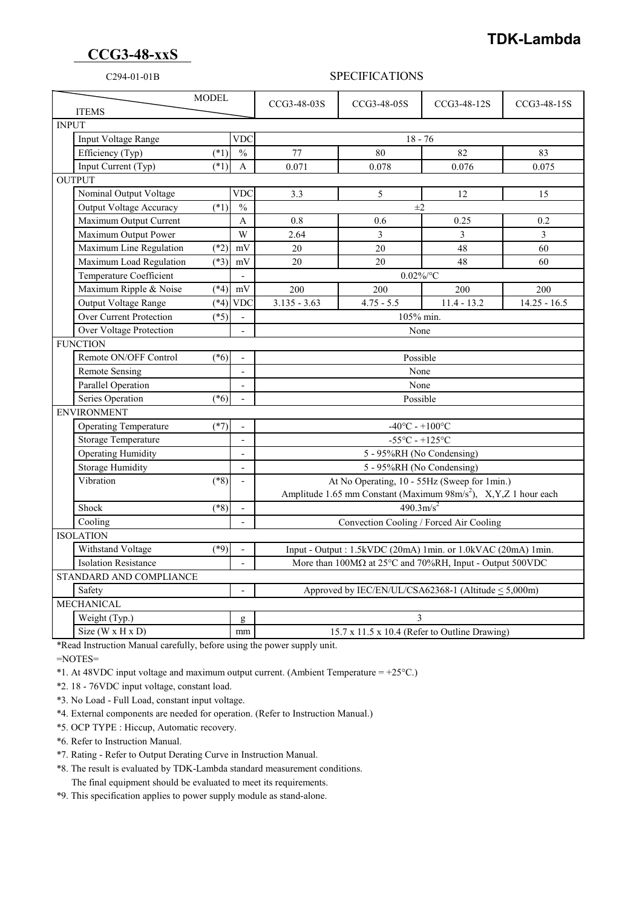**TDK-Lambda**

# CCG3-48-xxS

C294-01-01B

## SPECIFICATIONS

| ITEMS | | | CCG3-48-03S | CCG3-48-05S | CCG3-48-12S | CCG3-48-15S |
|---|---|---|---|---|---|---|
| **INPUT** | | | | | | |
| Input Voltage Range | | VDC | 18 - 76 | | | |
| Efficiency (Typ) | (*1) | % | 77 | 80 | 82 | 83 |
| Input Current (Typ) | (*1) | A | 0.071 | 0.078 | 0.076 | 0.075 |
| **OUTPUT** | | | | | | |
| Nominal Output Voltage | | VDC | 3.3 | 5 | 12 | 15 |
| Output Voltage Accuracy | (*1) | % | ±2 | | | |
| Maximum Output Current | | A | 0.8 | 0.6 | 0.25 | 0.2 |
| Maximum Output Power | | W | 2.64 | 3 | 3 | 3 |
| Maximum Line Regulation | (*2) | mV | 20 | 20 | 48 | 60 |
| Maximum Load Regulation | (*3) | mV | 20 | 20 | 48 | 60 |
| Temperature Coefficient | | - | 0.02%/°C | | | |
| Maximum Ripple & Noise | (*4) | mV | 200 | 200 | 200 | 200 |
| Output Voltage Range | (*4) | VDC | 3.135 - 3.63 | 4.75 - 5.5 | 11.4 - 13.2 | 14.25 - 16.5 |
| Over Current Protection | (*5) | - | 105% min. | | | |
| Over Voltage Protection | | - | None | | | |
| **FUNCTION** | | | | | | |
| Remote ON/OFF Control | (*6) | - | Possible | | | |
| Remote Sensing | | - | None | | | |
| Parallel Operation | | - | None | | | |
| Series Operation | (*6) | - | Possible | | | |
| **ENVIRONMENT** | | | | | | |
| Operating Temperature | (*7) | - | -40°C - +100°C | | | |
| Storage Temperature | | - | -55°C - +125°C | | | |
| Operating Humidity | | - | 5 - 95%RH (No Condensing) | | | |
| Storage Humidity | | - | 5 - 95%RH (No Condensing) | | | |
| Vibration | (*8) | - | At No Operating, 10 - 55Hz (Sweep for 1min.) Amplitude 1.65 mm Constant (Maximum 98m/s$^2$), X,Y,Z 1 hour each | | | |
| Shock | (*8) | - | 490.3m/s$^2$ | | | |
| Cooling | | - | Convection Cooling / Forced Air Cooling | | | |
| **ISOLATION** | | | | | | |
| Withstand Voltage | (*9) | - | Input - Output : 1.5kVDC (20mA) 1min. or 1.0kVAC (20mA) 1min. | | | |
| Isolation Resistance | | - | More than 100MΩ at 25°C and 70%RH, Input - Output 500VDC | | | |
| **STANDARD AND COMPLIANCE** | | | | | | |
| Safety | | - | Approved by IEC/EN/UL/CSA62368-1 (Altitude ≤ 5,000m) | | | |
| **MECHANICAL** | | | | | | |
| Weight (Typ.) | | g | 3 | | | |
| Size (W x H x D) | | mm | 15.7 x 11.5 x 10.4 (Refer to Outline Drawing) | | | |

*Read Instruction Manual carefully, before using the power supply unit.

=NOTES=

*1. At 48VDC input voltage and maximum output current. (Ambient Temperature = +25°C.)

*2. 18 - 76VDC input voltage, constant load.

*3. No Load - Full Load, constant input voltage.

*4. External components are needed for operation. (Refer to Instruction Manual.)

*5. OCP TYPE : Hiccup, Automatic recovery.

*6. Refer to Instruction Manual.

*7. Rating - Refer to Output Derating Curve in Instruction Manual.

*8. The result is evaluated by TDK-Lambda standard measurement conditions.
The final equipment should be evaluated to meet its requirements.

*9. This specification applies to power supply module as stand-alone.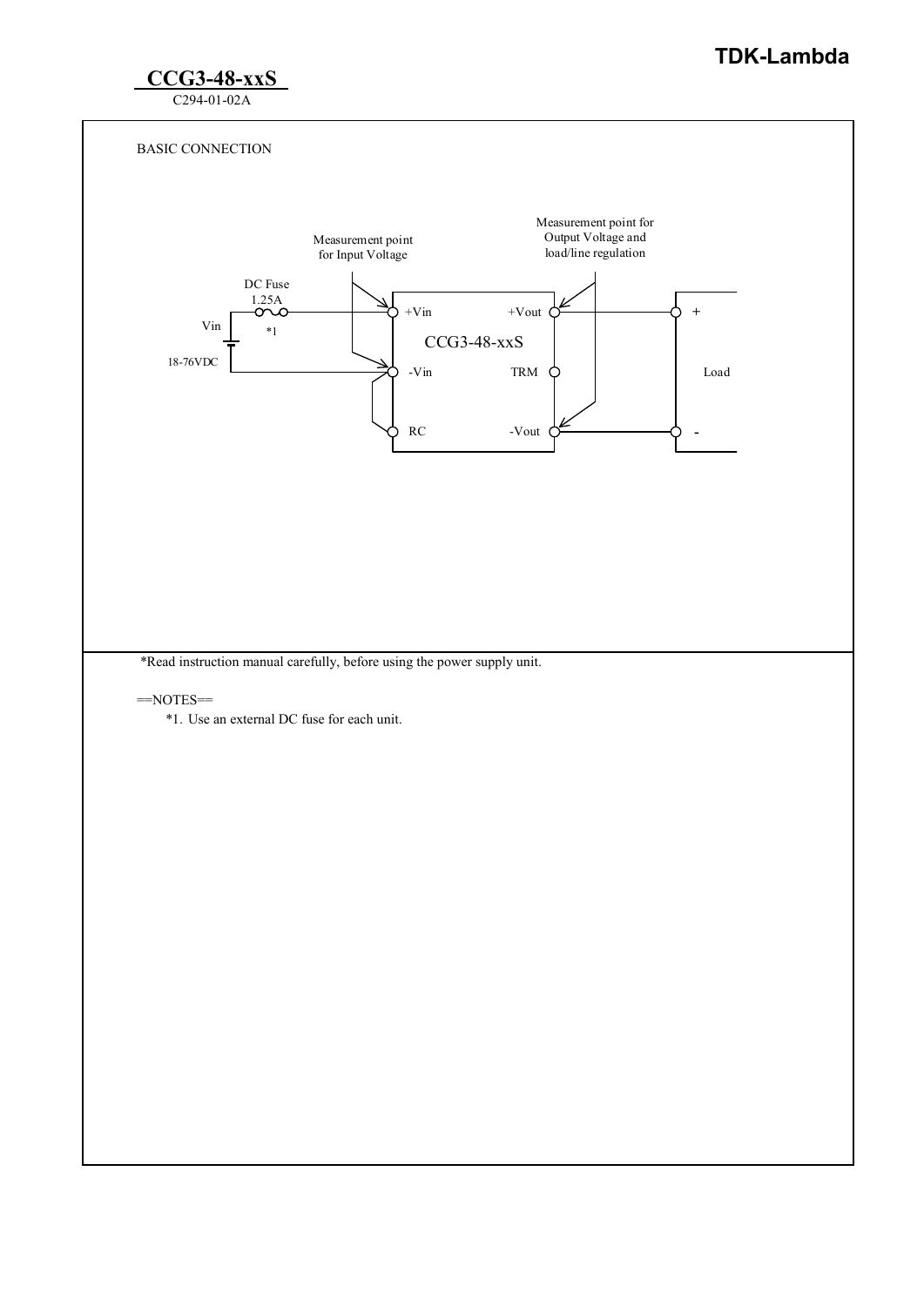# CCG3-48-xxS

C294-01-02A

BASIC CONNECTION

Measurement point for Input Voltage

Measurement point for Output Voltage and load/line regulation

DC Fuse 1.25A

*1

Vin

18-76VDC

+Vin

-Vin

RC

+Vout

TRM

-Vout

CCG3-48-xxS

+

Load

-

*Read instruction manual carefully, before using the power supply unit.

==NOTES==

*1. Use an external DC fuse for each unit.